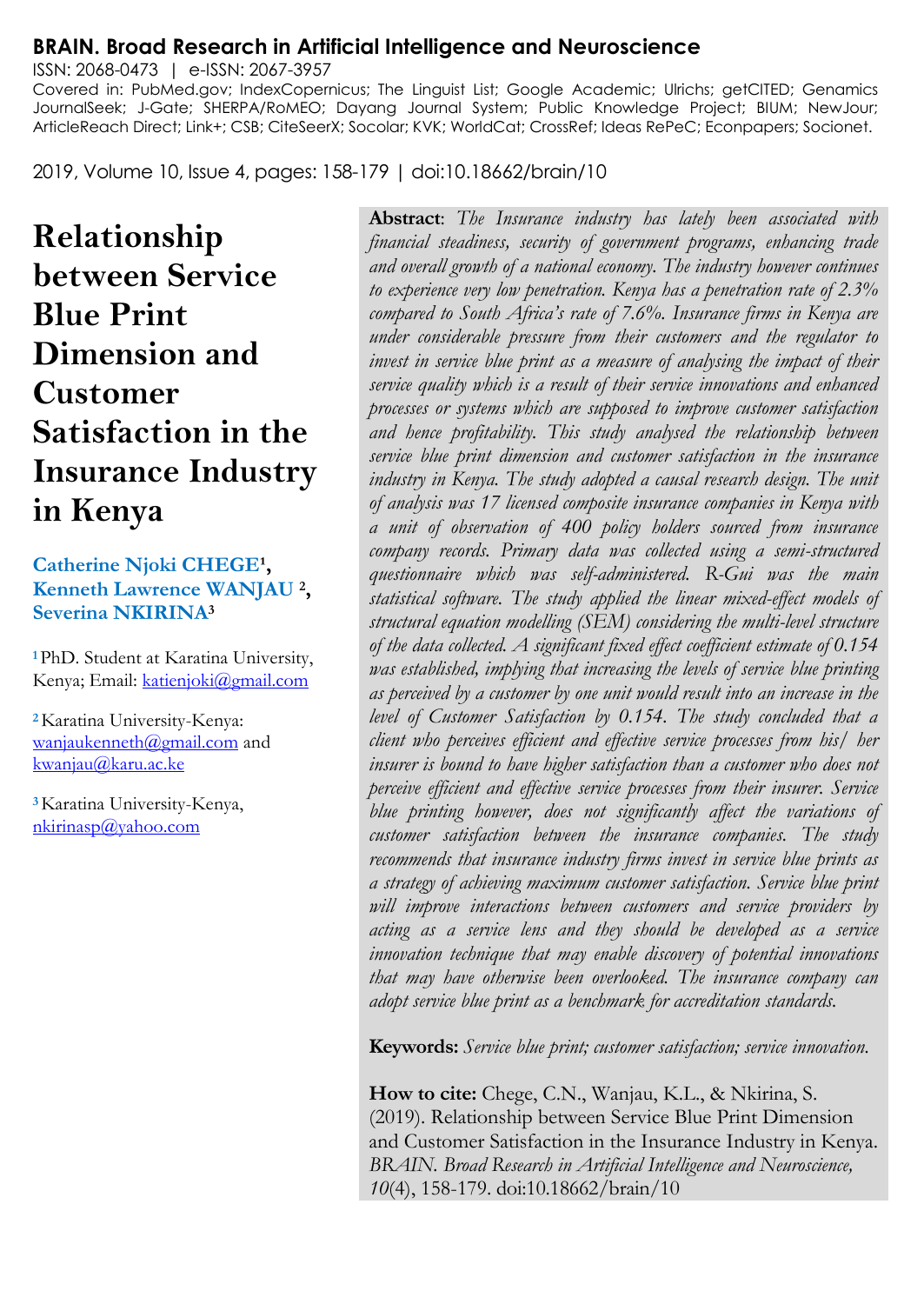**BRAIN. Broad Research in Artificial Intelligence and Neuroscience**
ISSN: 2068-0473 | e-ISSN: 2067-3957
Covered in: PubMed.gov; IndexCopernicus; The Linguist List; Google Academic; Ulrichs; getCITED; Genamics JournalSeek; J-Gate; SHERPA/RoMEO; Dayang Journal System; Public Knowledge Project; BIUM; NewJour; ArticleReach Direct; Link+; CSB; CiteSeerX; Socolar; KVK; WorldCat; CrossRef; Ideas RePeC; Econpapers; Socionet.

2019, Volume 10, Issue 4, pages: 158-179 | doi:10.18662/brain/10

# Relationship between Service Blue Print Dimension and Customer Satisfaction in the Insurance Industry in Kenya

**Catherine Njoki CHEGE**[1], **Kenneth Lawrence WANJAU**[2], **Severina NKIRINA**[3]

[1] PhD. Student at Karatina University, Kenya; Email: katienjoki@gmail.com

[2] Karatina University-Kenya: wanjaukenneth@gmail.com and kwanjau@karu.ac.ke

[3] Karatina University-Kenya, nkirinasp@yahoo.com

**Abstract**: *The Insurance industry has lately been associated with financial steadiness, security of government programs, enhancing trade and overall growth of a national economy. The industry however continues to experience very low penetration. Kenya has a penetration rate of 2.3% compared to South Africa's rate of 7.6%. Insurance firms in Kenya are under considerable pressure from their customers and the regulator to invest in service blue print as a measure of analysing the impact of their service quality which is a result of their service innovations and enhanced processes or systems which are supposed to improve customer satisfaction and hence profitability. This study analysed the relationship between service blue print dimension and customer satisfaction in the insurance industry in Kenya. The study adopted a causal research design. The unit of analysis was 17 licensed composite insurance companies in Kenya with a unit of observation of 400 policy holders sourced from insurance company records. Primary data was collected using a semi-structured questionnaire which was self-administered. R-Gui was the main statistical software. The study applied the linear mixed-effect models of structural equation modelling (SEM) considering the multi-level structure of the data collected. A significant fixed effect coefficient estimate of 0.154 was established, implying that increasing the levels of service blue printing as perceived by a customer by one unit would result into an increase in the level of Customer Satisfaction by 0.154. The study concluded that a client who perceives efficient and effective service processes from his/ her insurer is bound to have higher satisfaction than a customer who does not perceive efficient and effective service processes from their insurer. Service blue printing however, does not significantly affect the variations of customer satisfaction between the insurance companies. The study recommends that insurance industry firms invest in service blue prints as a strategy of achieving maximum customer satisfaction. Service blue print will improve interactions between customers and service providers by acting as a service lens and they should be developed as a service innovation technique that may enable discovery of potential innovations that may have otherwise been overlooked. The insurance company can adopt service blue print as a benchmark for accreditation standards.*

**Keywords:** *Service blue print; customer satisfaction; service innovation.*

**How to cite:** Chege, C.N., Wanjau, K.L., & Nkirina, S. (2019). Relationship between Service Blue Print Dimension and Customer Satisfaction in the Insurance Industry in Kenya. *BRAIN. Broad Research in Artificial Intelligence and Neuroscience, 10*(4), 158-179. doi:10.18662/brain/10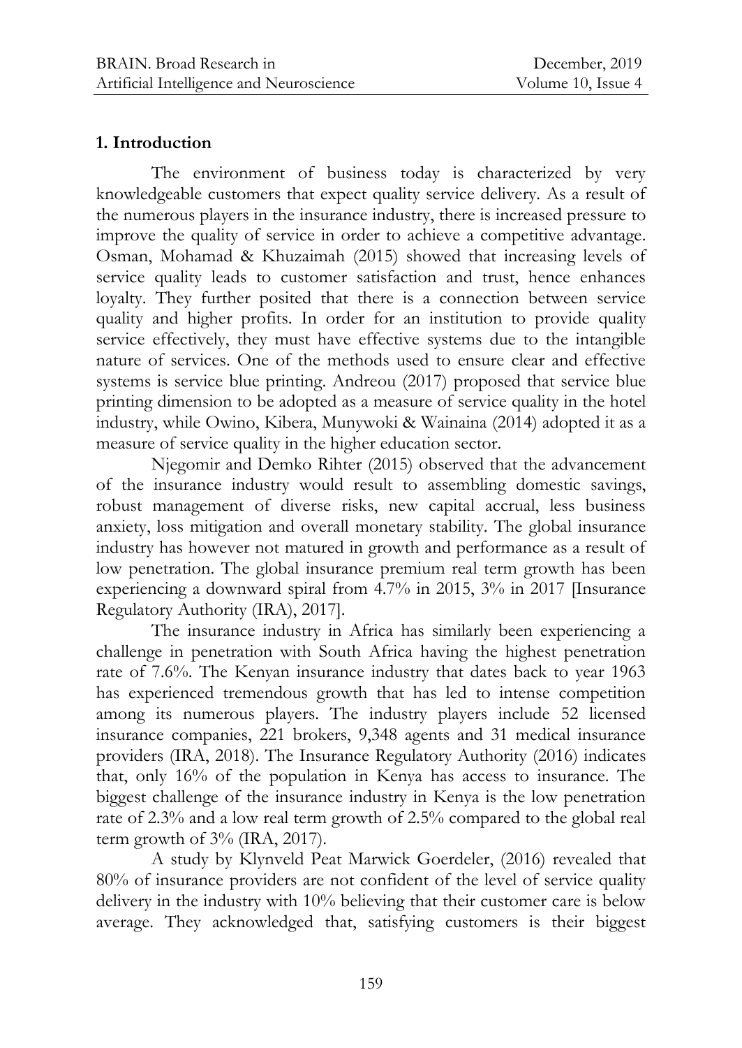## 1. Introduction

The environment of business today is characterized by very knowledgeable customers that expect quality service delivery. As a result of the numerous players in the insurance industry, there is increased pressure to improve the quality of service in order to achieve a competitive advantage. Osman, Mohamad & Khuzaimah (2015) showed that increasing levels of service quality leads to customer satisfaction and trust, hence enhances loyalty. They further posited that there is a connection between service quality and higher profits. In order for an institution to provide quality service effectively, they must have effective systems due to the intangible nature of services. One of the methods used to ensure clear and effective systems is service blue printing. Andreou (2017) proposed that service blue printing dimension to be adopted as a measure of service quality in the hotel industry, while Owino, Kibera, Munywoki & Wainaina (2014) adopted it as a measure of service quality in the higher education sector.

Njegomir and Demko Rihter (2015) observed that the advancement of the insurance industry would result to assembling domestic savings, robust management of diverse risks, new capital accrual, less business anxiety, loss mitigation and overall monetary stability. The global insurance industry has however not matured in growth and performance as a result of low penetration. The global insurance premium real term growth has been experiencing a downward spiral from 4.7% in 2015, 3% in 2017 [Insurance Regulatory Authority (IRA), 2017].

The insurance industry in Africa has similarly been experiencing a challenge in penetration with South Africa having the highest penetration rate of 7.6%. The Kenyan insurance industry that dates back to year 1963 has experienced tremendous growth that has led to intense competition among its numerous players. The industry players include 52 licensed insurance companies, 221 brokers, 9,348 agents and 31 medical insurance providers (IRA, 2018). The Insurance Regulatory Authority (2016) indicates that, only 16% of the population in Kenya has access to insurance. The biggest challenge of the insurance industry in Kenya is the low penetration rate of 2.3% and a low real term growth of 2.5% compared to the global real term growth of 3% (IRA, 2017).

A study by Klynveld Peat Marwick Goerdeler, (2016) revealed that 80% of insurance providers are not confident of the level of service quality delivery in the industry with 10% believing that their customer care is below average. They acknowledged that, satisfying customers is their biggest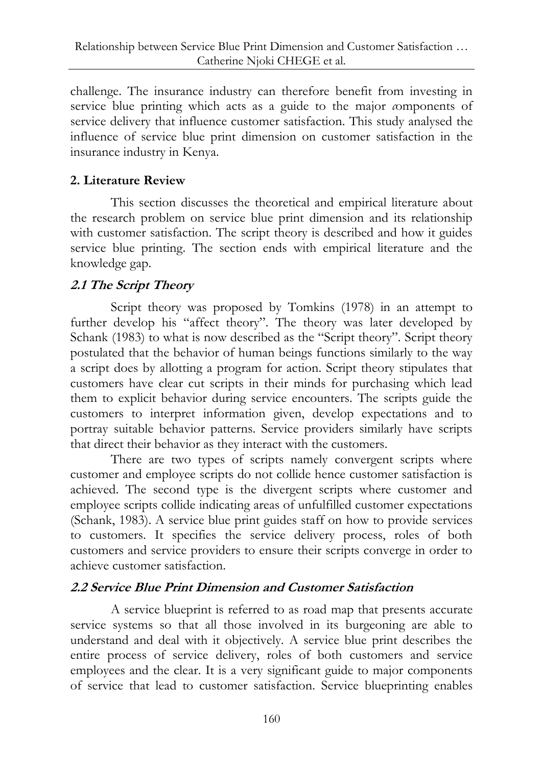challenge. The insurance industry can therefore benefit from investing in service blue printing which acts as a guide to the major components of service delivery that influence customer satisfaction. This study analysed the influence of service blue print dimension on customer satisfaction in the insurance industry in Kenya.

## 2. Literature Review

This section discusses the theoretical and empirical literature about the research problem on service blue print dimension and its relationship with customer satisfaction. The script theory is described and how it guides service blue printing. The section ends with empirical literature and the knowledge gap.

### *2.1 The Script Theory*

Script theory was proposed by Tomkins (1978) in an attempt to further develop his "affect theory". The theory was later developed by Schank (1983) to what is now described as the "Script theory". Script theory postulated that the behavior of human beings functions similarly to the way a script does by allotting a program for action. Script theory stipulates that customers have clear cut scripts in their minds for purchasing which lead them to explicit behavior during service encounters. The scripts guide the customers to interpret information given, develop expectations and to portray suitable behavior patterns. Service providers similarly have scripts that direct their behavior as they interact with the customers.

There are two types of scripts namely convergent scripts where customer and employee scripts do not collide hence customer satisfaction is achieved. The second type is the divergent scripts where customer and employee scripts collide indicating areas of unfulfilled customer expectations (Schank, 1983). A service blue print guides staff on how to provide services to customers. It specifies the service delivery process, roles of both customers and service providers to ensure their scripts converge in order to achieve customer satisfaction.

### *2.2 Service Blue Print Dimension and Customer Satisfaction*

A service blueprint is referred to as road map that presents accurate service systems so that all those involved in its burgeoning are able to understand and deal with it objectively. A service blue print describes the entire process of service delivery, roles of both customers and service employees and the clear. It is a very significant guide to major components of service that lead to customer satisfaction. Service blueprinting enables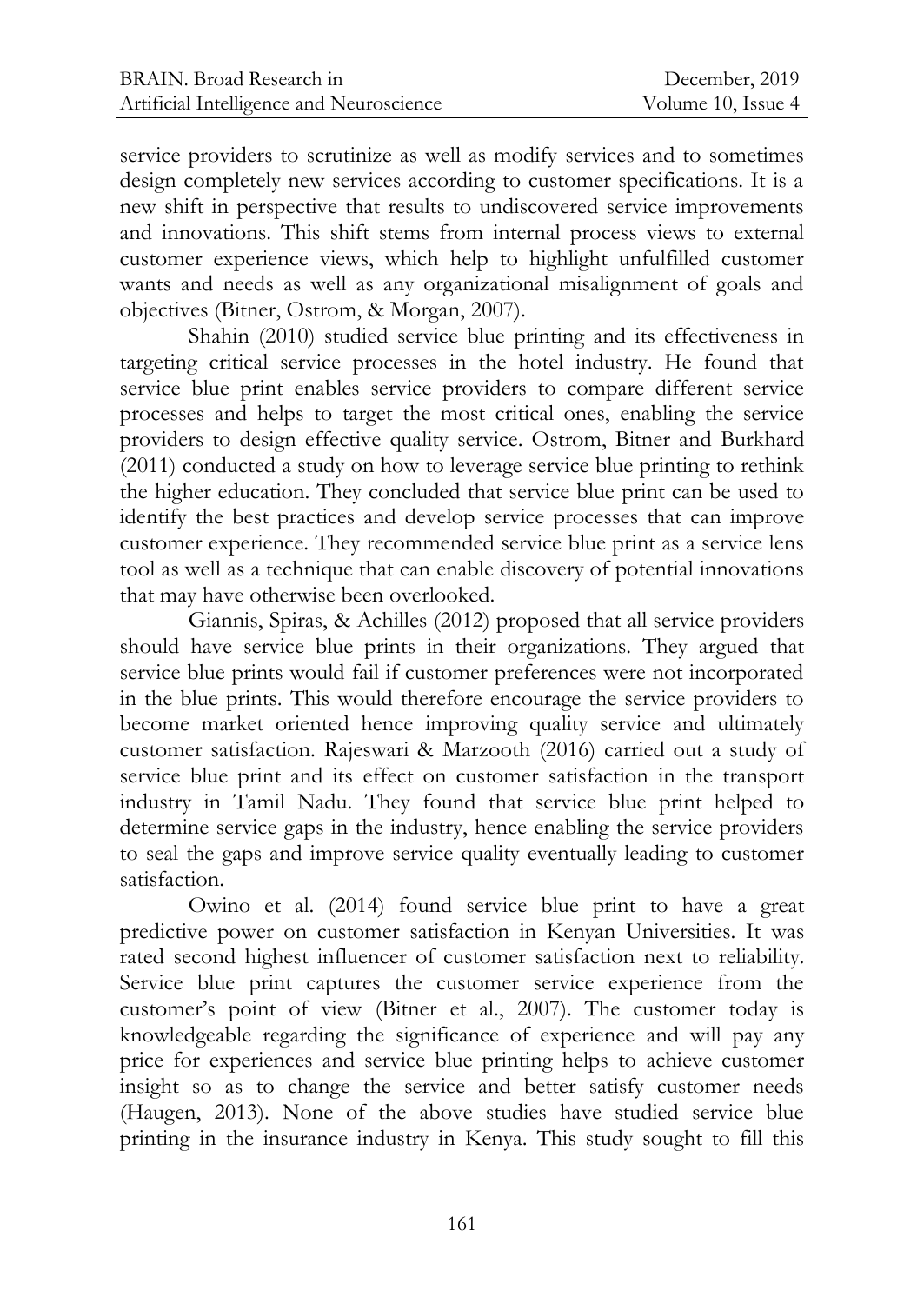service providers to scrutinize as well as modify services and to sometimes design completely new services according to customer specifications. It is a new shift in perspective that results to undiscovered service improvements and innovations. This shift stems from internal process views to external customer experience views, which help to highlight unfulfilled customer wants and needs as well as any organizational misalignment of goals and objectives (Bitner, Ostrom, & Morgan, 2007).

Shahin (2010) studied service blue printing and its effectiveness in targeting critical service processes in the hotel industry. He found that service blue print enables service providers to compare different service processes and helps to target the most critical ones, enabling the service providers to design effective quality service. Ostrom, Bitner and Burkhard (2011) conducted a study on how to leverage service blue printing to rethink the higher education. They concluded that service blue print can be used to identify the best practices and develop service processes that can improve customer experience. They recommended service blue print as a service lens tool as well as a technique that can enable discovery of potential innovations that may have otherwise been overlooked.

Giannis, Spiras, & Achilles (2012) proposed that all service providers should have service blue prints in their organizations. They argued that service blue prints would fail if customer preferences were not incorporated in the blue prints. This would therefore encourage the service providers to become market oriented hence improving quality service and ultimately customer satisfaction. Rajeswari & Marzooth (2016) carried out a study of service blue print and its effect on customer satisfaction in the transport industry in Tamil Nadu. They found that service blue print helped to determine service gaps in the industry, hence enabling the service providers to seal the gaps and improve service quality eventually leading to customer satisfaction.

Owino et al. (2014) found service blue print to have a great predictive power on customer satisfaction in Kenyan Universities. It was rated second highest influencer of customer satisfaction next to reliability. Service blue print captures the customer service experience from the customer's point of view (Bitner et al., 2007). The customer today is knowledgeable regarding the significance of experience and will pay any price for experiences and service blue printing helps to achieve customer insight so as to change the service and better satisfy customer needs (Haugen, 2013). None of the above studies have studied service blue printing in the insurance industry in Kenya. This study sought to fill this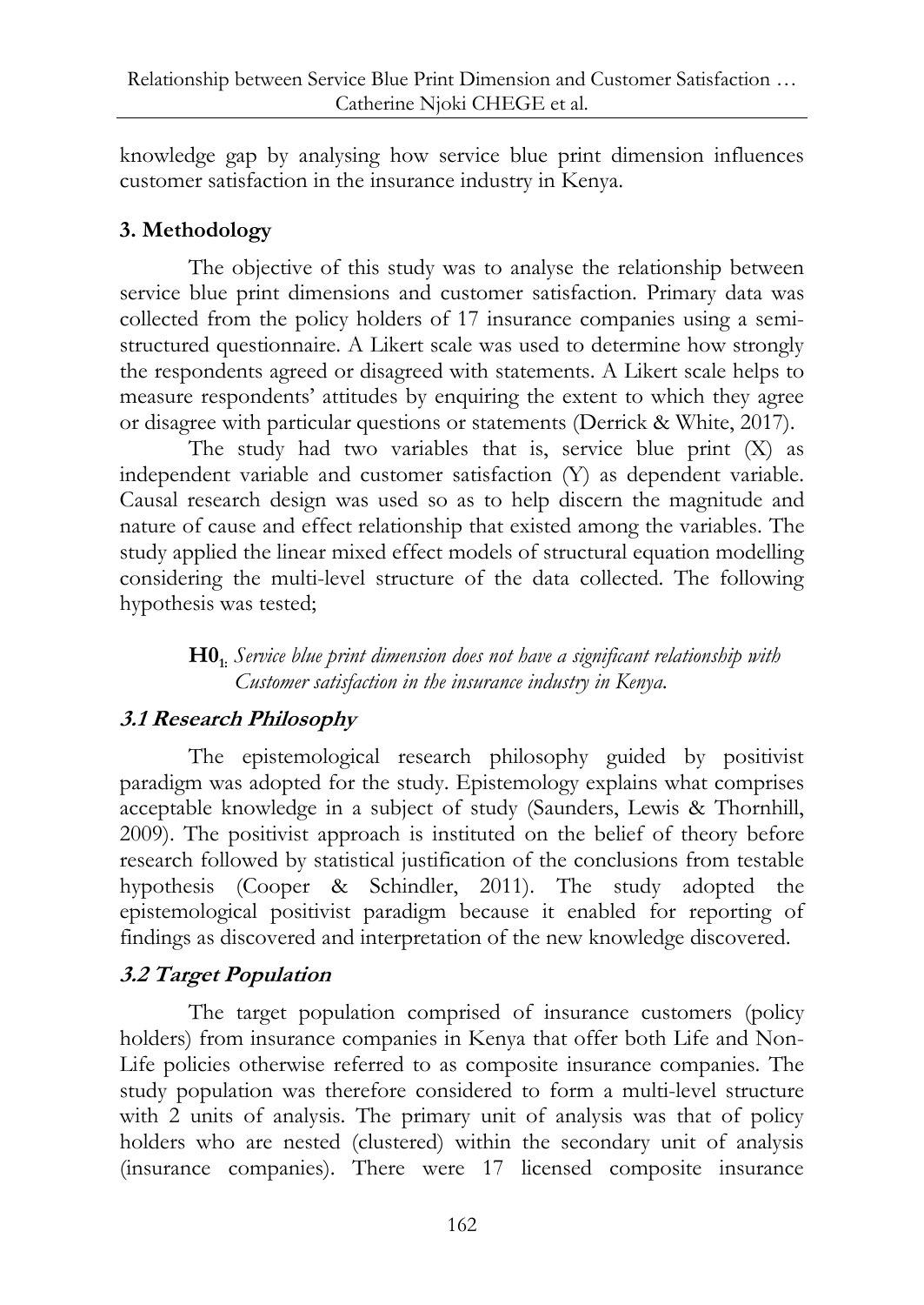knowledge gap by analysing how service blue print dimension influences customer satisfaction in the insurance industry in Kenya.

## 3. Methodology

The objective of this study was to analyse the relationship between service blue print dimensions and customer satisfaction. Primary data was collected from the policy holders of 17 insurance companies using a semi-structured questionnaire. A Likert scale was used to determine how strongly the respondents agreed or disagreed with statements. A Likert scale helps to measure respondents' attitudes by enquiring the extent to which they agree or disagree with particular questions or statements (Derrick & White, 2017).

The study had two variables that is, service blue print (X) as independent variable and customer satisfaction (Y) as dependent variable. Causal research design was used so as to help discern the magnitude and nature of cause and effect relationship that existed among the variables. The study applied the linear mixed effect models of structural equation modelling considering the multi-level structure of the data collected. The following hypothesis was tested;

> **$H0_1$:** *Service blue print dimension does not have a significant relationship with Customer satisfaction in the insurance industry in Kenya.*

### 3.1 Research Philosophy

The epistemological research philosophy guided by positivist paradigm was adopted for the study. Epistemology explains what comprises acceptable knowledge in a subject of study (Saunders, Lewis & Thornhill, 2009). The positivist approach is instituted on the belief of theory before research followed by statistical justification of the conclusions from testable hypothesis (Cooper & Schindler, 2011). The study adopted the epistemological positivist paradigm because it enabled for reporting of findings as discovered and interpretation of the new knowledge discovered.

### 3.2 Target Population

The target population comprised of insurance customers (policy holders) from insurance companies in Kenya that offer both Life and Non-Life policies otherwise referred to as composite insurance companies. The study population was therefore considered to form a multi-level structure with 2 units of analysis. The primary unit of analysis was that of policy holders who are nested (clustered) within the secondary unit of analysis (insurance companies). There were 17 licensed composite insurance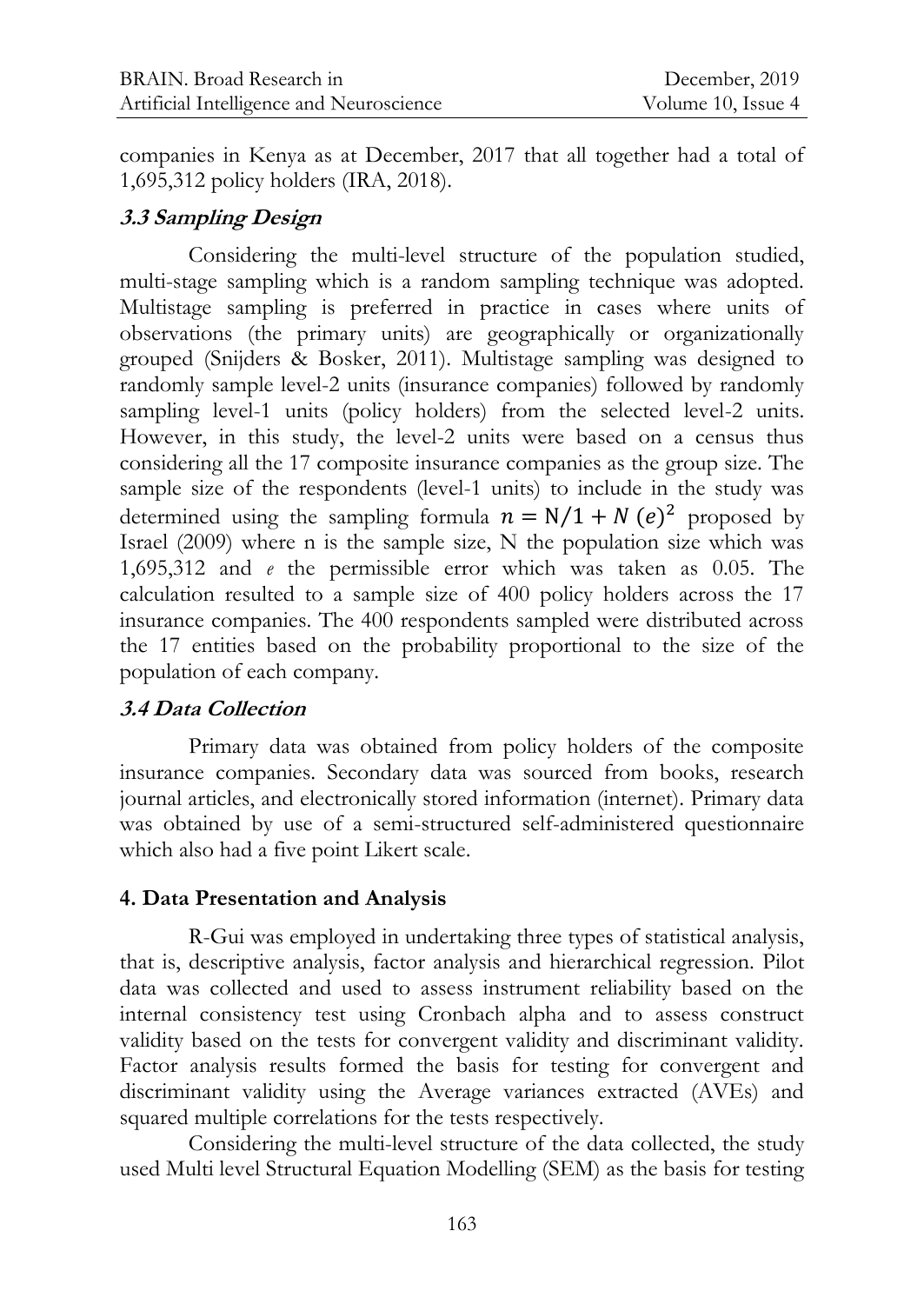companies in Kenya as at December, 2017 that all together had a total of 1,695,312 policy holders (IRA, 2018).

### *3.3 Sampling Design*

Considering the multi-level structure of the population studied, multi-stage sampling which is a random sampling technique was adopted. Multistage sampling is preferred in practice in cases where units of observations (the primary units) are geographically or organizationally grouped (Snijders & Bosker, 2011). Multistage sampling was designed to randomly sample level-2 units (insurance companies) followed by randomly sampling level-1 units (policy holders) from the selected level-2 units. However, in this study, the level-2 units were based on a census thus considering all the 17 composite insurance companies as the group size. The sample size of the respondents (level-1 units) to include in the study was determined using the sampling formula $n = \mathrm{N}/1 + N\,(e)^2$ proposed by Israel (2009) where n is the sample size, N the population size which was 1,695,312 and *e* the permissible error which was taken as 0.05. The calculation resulted to a sample size of 400 policy holders across the 17 insurance companies. The 400 respondents sampled were distributed across the 17 entities based on the probability proportional to the size of the population of each company.

### *3.4 Data Collection*

Primary data was obtained from policy holders of the composite insurance companies. Secondary data was sourced from books, research journal articles, and electronically stored information (internet). Primary data was obtained by use of a semi-structured self-administered questionnaire which also had a five point Likert scale.

## 4. Data Presentation and Analysis

R-Gui was employed in undertaking three types of statistical analysis, that is, descriptive analysis, factor analysis and hierarchical regression. Pilot data was collected and used to assess instrument reliability based on the internal consistency test using Cronbach alpha and to assess construct validity based on the tests for convergent validity and discriminant validity. Factor analysis results formed the basis for testing for convergent and discriminant validity using the Average variances extracted (AVEs) and squared multiple correlations for the tests respectively.

Considering the multi-level structure of the data collected, the study used Multi level Structural Equation Modelling (SEM) as the basis for testing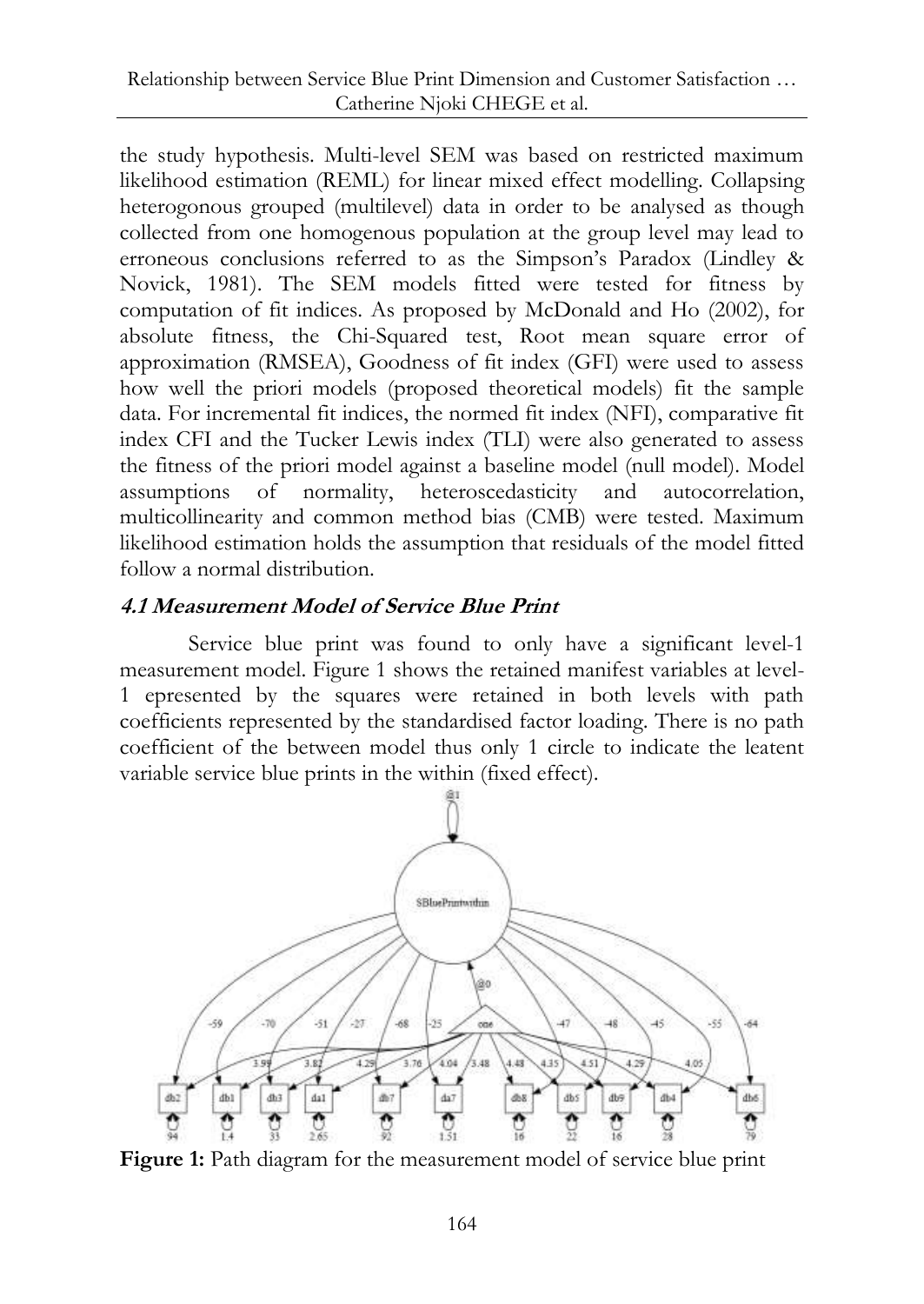the study hypothesis. Multi-level SEM was based on restricted maximum likelihood estimation (REML) for linear mixed effect modelling. Collapsing heterogonous grouped (multilevel) data in order to be analysed as though collected from one homogenous population at the group level may lead to erroneous conclusions referred to as the Simpson's Paradox (Lindley & Novick, 1981). The SEM models fitted were tested for fitness by computation of fit indices. As proposed by McDonald and Ho (2002), for absolute fitness, the Chi-Squared test, Root mean square error of approximation (RMSEA), Goodness of fit index (GFI) were used to assess how well the priori models (proposed theoretical models) fit the sample data. For incremental fit indices, the normed fit index (NFI), comparative fit index CFI and the Tucker Lewis index (TLI) were also generated to assess the fitness of the priori model against a baseline model (null model). Model assumptions of normality, heteroscedasticity and autocorrelation, multicollinearity and common method bias (CMB) were tested. Maximum likelihood estimation holds the assumption that residuals of the model fitted follow a normal distribution.

### *4.1 Measurement Model of Service Blue Print*

Service blue print was found to only have a significant level-1 measurement model. Figure 1 shows the retained manifest variables at level-1 epresented by the squares were retained in both levels with path coefficients represented by the standardised factor loading. There is no path coefficient of the between model thus only 1 circle to indicate the leatent variable service blue prints in the within (fixed effect).

**Figure 1:** Path diagram for the measurement model of service blue print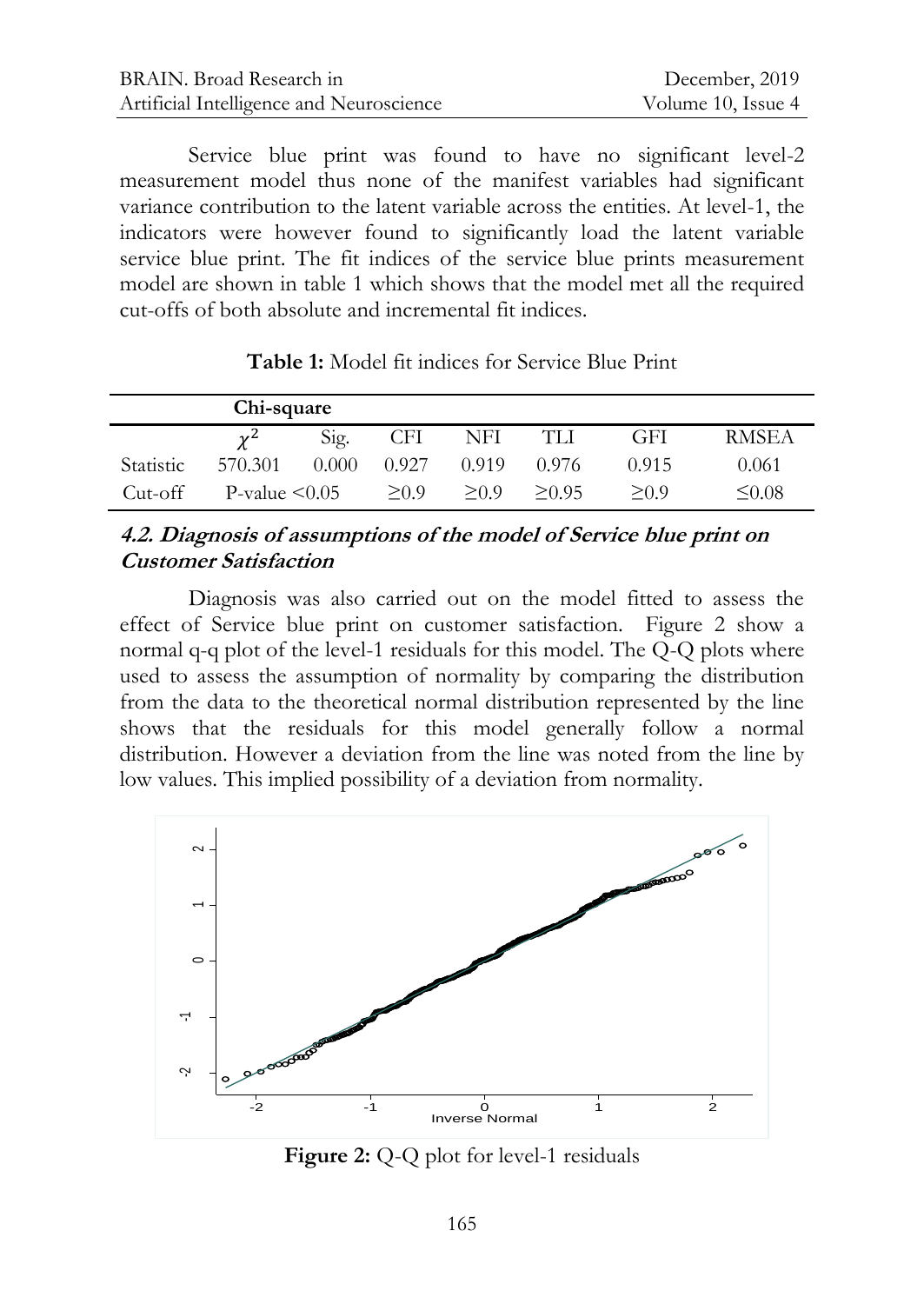Service blue print was found to have no significant level-2 measurement model thus none of the manifest variables had significant variance contribution to the latent variable across the entities. At level-1, the indicators were however found to significantly load the latent variable service blue print. The fit indices of the service blue prints measurement model are shown in table 1 which shows that the model met all the required cut-offs of both absolute and incremental fit indices.

**Table 1:** Model fit indices for Service Blue Print

| | **Chi-square** | | | | | | |
|---|---|---|---|---|---|---|---|
| | $\chi^2$ | Sig. | CFI | NFI | TLI | GFI | RMSEA |
| Statistic | 570.301 | 0.000 | 0.927 | 0.919 | 0.976 | 0.915 | 0.061 |
| Cut-off | P-value <0.05 | | ≥0.9 | ≥0.9 | ≥0.95 | ≥0.9 | ≤0.08 |

### *4.2. Diagnosis of assumptions of the model of Service blue print on Customer Satisfaction*

Diagnosis was also carried out on the model fitted to assess the effect of Service blue print on customer satisfaction. Figure 2 show a normal q-q plot of the level-1 residuals for this model. The Q-Q plots where used to assess the assumption of normality by comparing the distribution from the data to the theoretical normal distribution represented by the line shows that the residuals for this model generally follow a normal distribution. However a deviation from the line was noted from the line by low values. This implied possibility of a deviation from normality.

**Figure 2:** Q-Q plot for level-1 residuals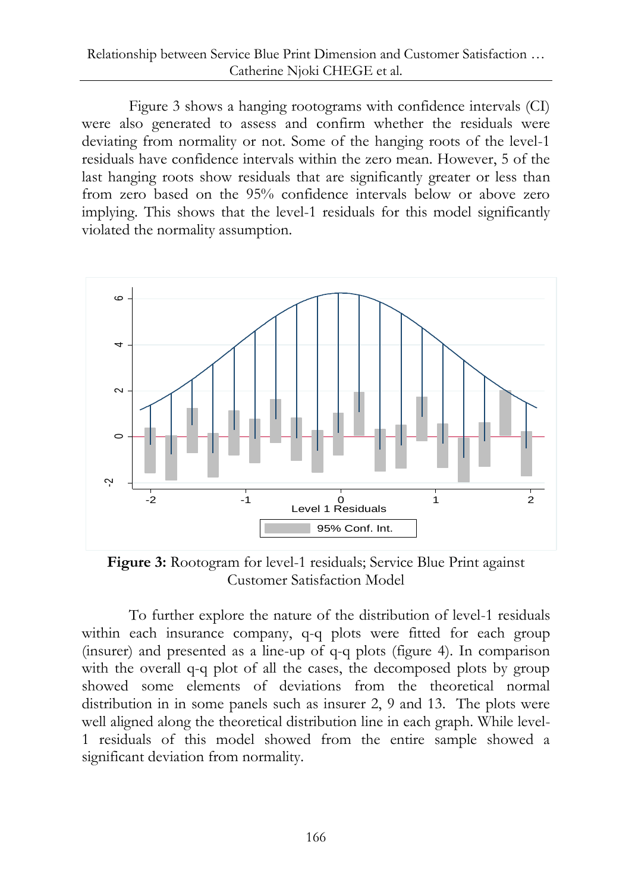Figure 3 shows a hanging rootograms with confidence intervals (CI) were also generated to assess and confirm whether the residuals were deviating from normality or not. Some of the hanging roots of the level-1 residuals have confidence intervals within the zero mean. However, 5 of the last hanging roots show residuals that are significantly greater or less than from zero based on the 95% confidence intervals below or above zero implying. This shows that the level-1 residuals for this model significantly violated the normality assumption.

**Figure 3:** Rootogram for level-1 residuals; Service Blue Print against Customer Satisfaction Model

To further explore the nature of the distribution of level-1 residuals within each insurance company, q-q plots were fitted for each group (insurer) and presented as a line-up of q-q plots (figure 4). In comparison with the overall q-q plot of all the cases, the decomposed plots by group showed some elements of deviations from the theoretical normal distribution in in some panels such as insurer 2, 9 and 13. The plots were well aligned along the theoretical distribution line in each graph. While level-1 residuals of this model showed from the entire sample showed a significant deviation from normality.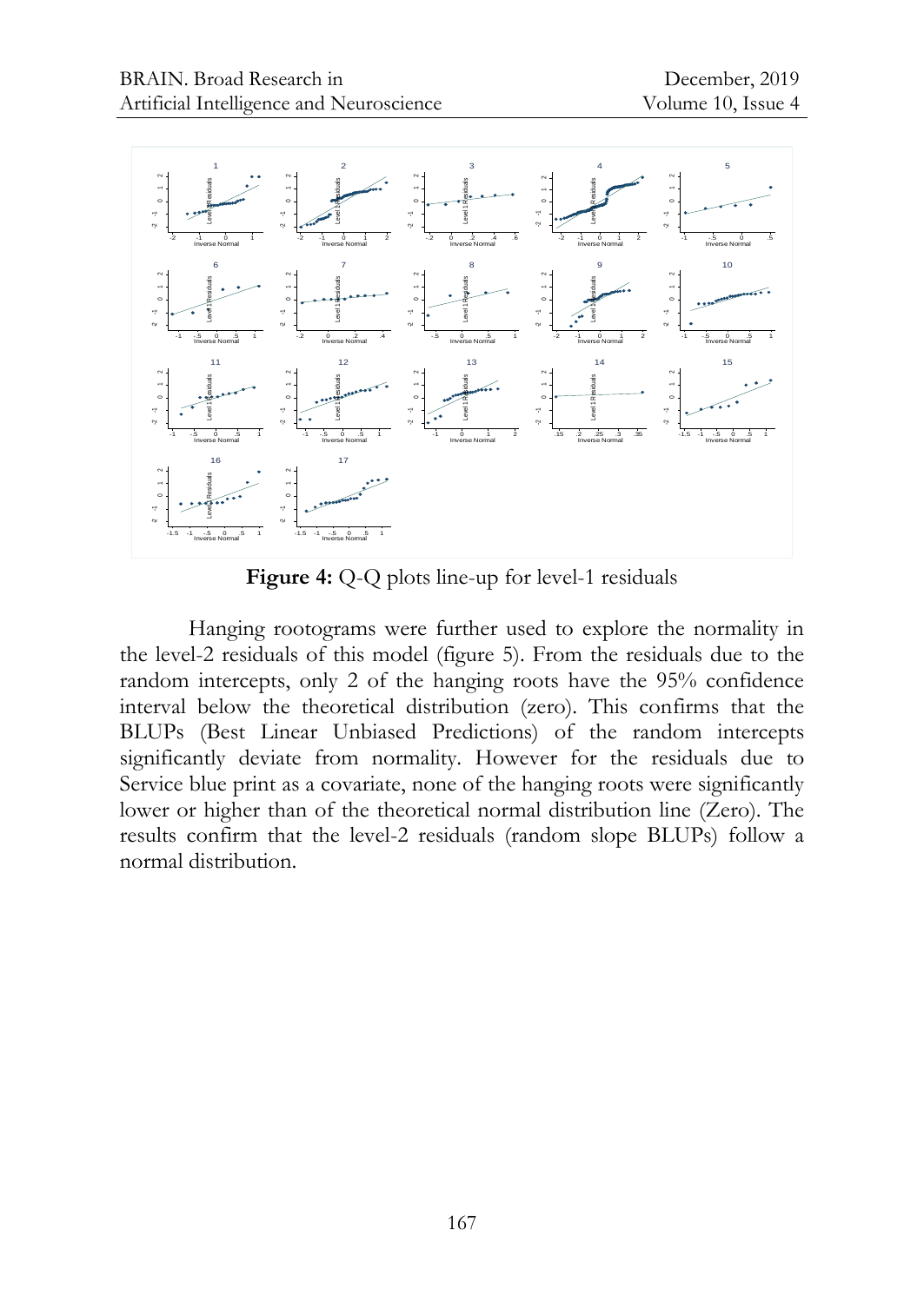**Figure 4:** Q-Q plots line-up for level-1 residuals

Hanging rootograms were further used to explore the normality in the level-2 residuals of this model (figure 5). From the residuals due to the random intercepts, only 2 of the hanging roots have the 95% confidence interval below the theoretical distribution (zero). This confirms that the BLUPs (Best Linear Unbiased Predictions) of the random intercepts significantly deviate from normality. However for the residuals due to Service blue print as a covariate, none of the hanging roots were significantly lower or higher than of the theoretical normal distribution line (Zero). The results confirm that the level-2 residuals (random slope BLUPs) follow a normal distribution.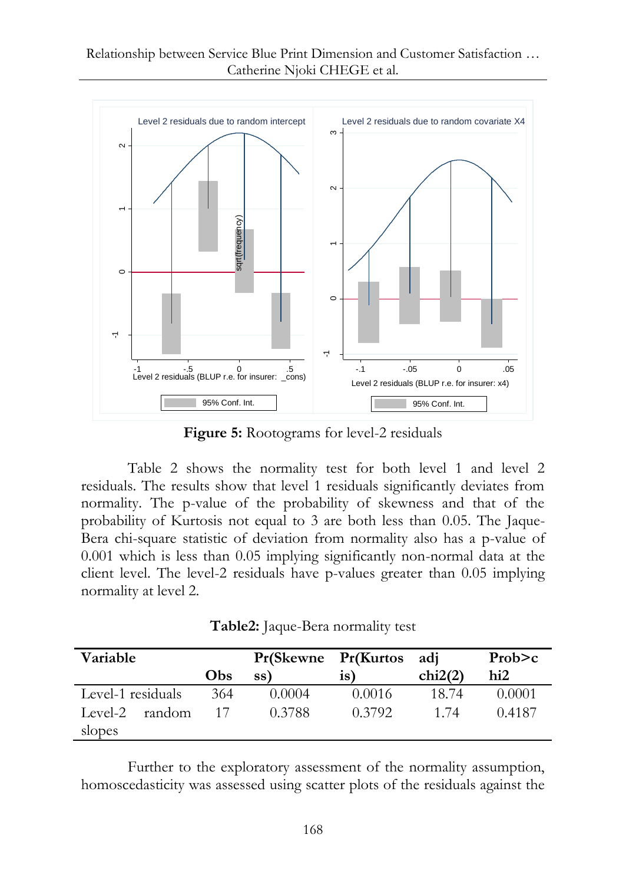**Figure 5:** Rootograms for level-2 residuals

Table 2 shows the normality test for both level 1 and level 2 residuals. The results show that level 1 residuals significantly deviates from normality. The p-value of the probability of skewness and that of the probability of Kurtosis not equal to 3 are both less than 0.05. The Jaque-Bera chi-square statistic of deviation from normality also has a p-value of 0.001 which is less than 0.05 implying significantly non-normal data at the client level. The level-2 residuals have p-values greater than 0.05 implying normality at level 2.

**Table2:** Jaque-Bera normality test

| Variable | Obs | Pr(Skewness) | Pr(Kurtosis) | adj chi2(2) | Prob>chi2 |
|---|---|---|---|---|---|
| Level-1 residuals | 364 | 0.0004 | 0.0016 | 18.74 | 0.0001 |
| Level-2 random slopes | 17 | 0.3788 | 0.3792 | 1.74 | 0.4187 |

Further to the exploratory assessment of the normality assumption, homoscedasticity was assessed using scatter plots of the residuals against the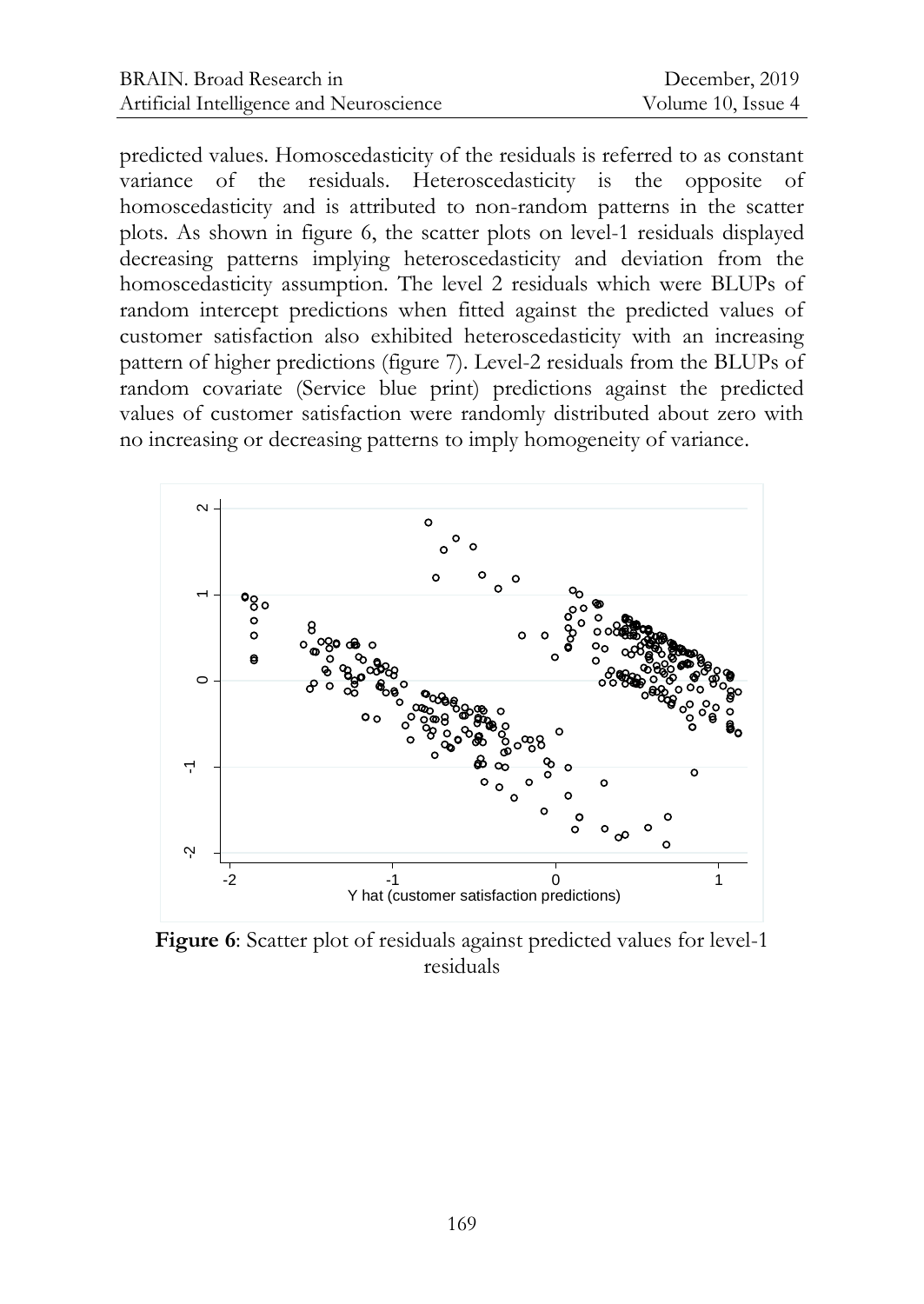predicted values. Homoscedasticity of the residuals is referred to as constant variance of the residuals. Heteroscedasticity is the opposite of homoscedasticity and is attributed to non-random patterns in the scatter plots. As shown in figure 6, the scatter plots on level-1 residuals displayed decreasing patterns implying heteroscedasticity and deviation from the homoscedasticity assumption. The level 2 residuals which were BLUPs of random intercept predictions when fitted against the predicted values of customer satisfaction also exhibited heteroscedasticity with an increasing pattern of higher predictions (figure 7). Level-2 residuals from the BLUPs of random covariate (Service blue print) predictions against the predicted values of customer satisfaction were randomly distributed about zero with no increasing or decreasing patterns to imply homogeneity of variance.

**Figure 6**: Scatter plot of residuals against predicted values for level-1 residuals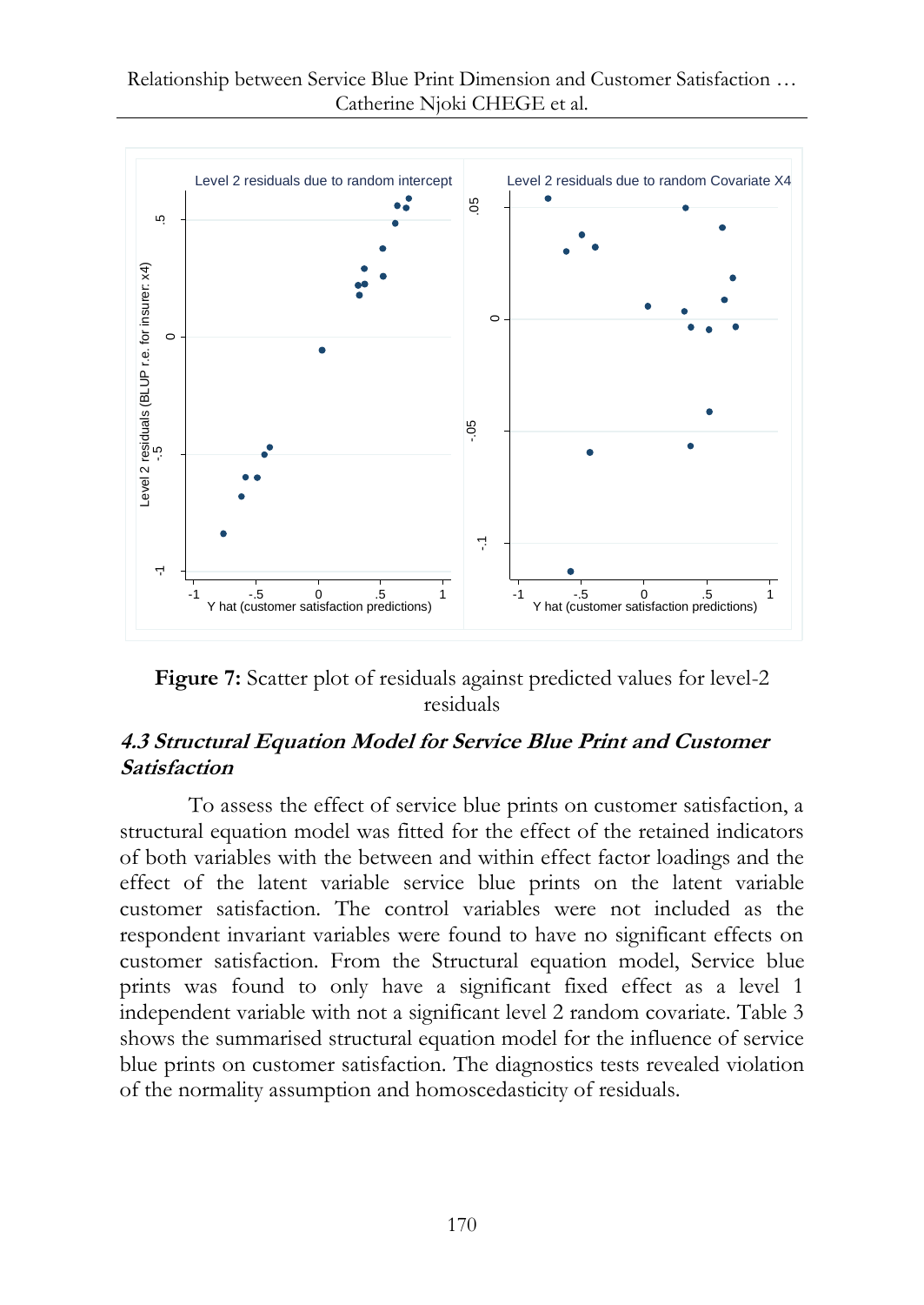**Figure 7:** Scatter plot of residuals against predicted values for level-2 residuals

### *4.3 Structural Equation Model for Service Blue Print and Customer Satisfaction*

To assess the effect of service blue prints on customer satisfaction, a structural equation model was fitted for the effect of the retained indicators of both variables with the between and within effect factor loadings and the effect of the latent variable service blue prints on the latent variable customer satisfaction. The control variables were not included as the respondent invariant variables were found to have no significant effects on customer satisfaction. From the Structural equation model, Service blue prints was found to only have a significant fixed effect as a level 1 independent variable with not a significant level 2 random covariate. Table 3 shows the summarised structural equation model for the influence of service blue prints on customer satisfaction. The diagnostics tests revealed violation of the normality assumption and homoscedasticity of residuals.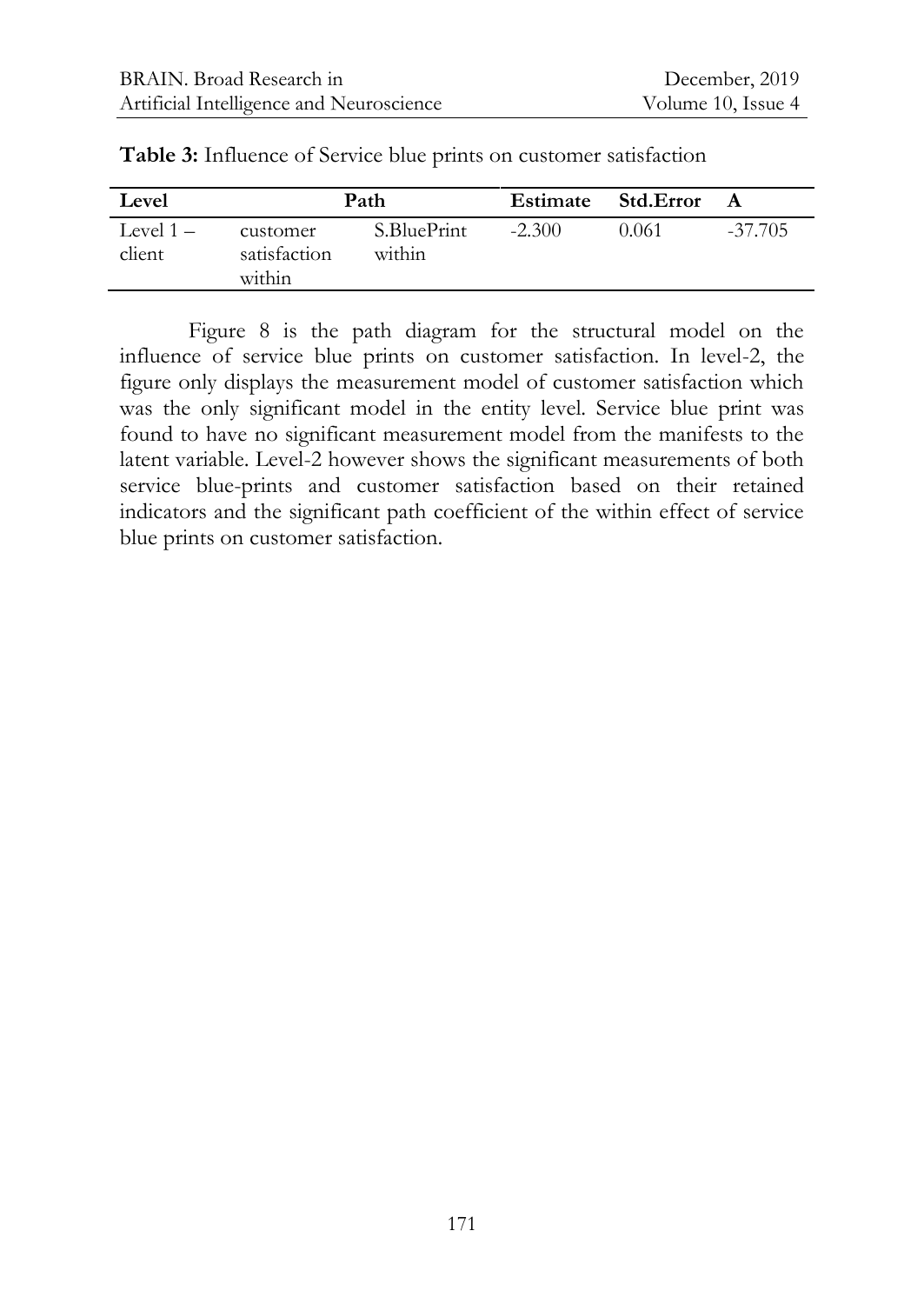**Table 3:** Influence of Service blue prints on customer satisfaction

| Level | Path | | Estimate | Std.Error | A |
|---|---|---|---|---|---|
| Level 1 – client | customer satisfaction within | S.BluePrint within | -2.300 | 0.061 | -37.705 |

Figure 8 is the path diagram for the structural model on the influence of service blue prints on customer satisfaction. In level-2, the figure only displays the measurement model of customer satisfaction which was the only significant model in the entity level. Service blue print was found to have no significant measurement model from the manifests to the latent variable. Level-2 however shows the significant measurements of both service blue-prints and customer satisfaction based on their retained indicators and the significant path coefficient of the within effect of service blue prints on customer satisfaction.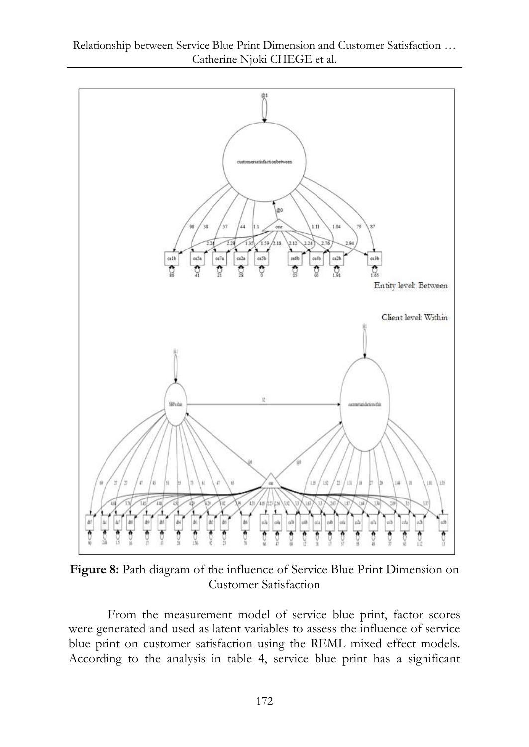**Figure 8:** Path diagram of the influence of Service Blue Print Dimension on Customer Satisfaction

From the measurement model of service blue print, factor scores were generated and used as latent variables to assess the influence of service blue print on customer satisfaction using the REML mixed effect models. According to the analysis in table 4, service blue print has a significant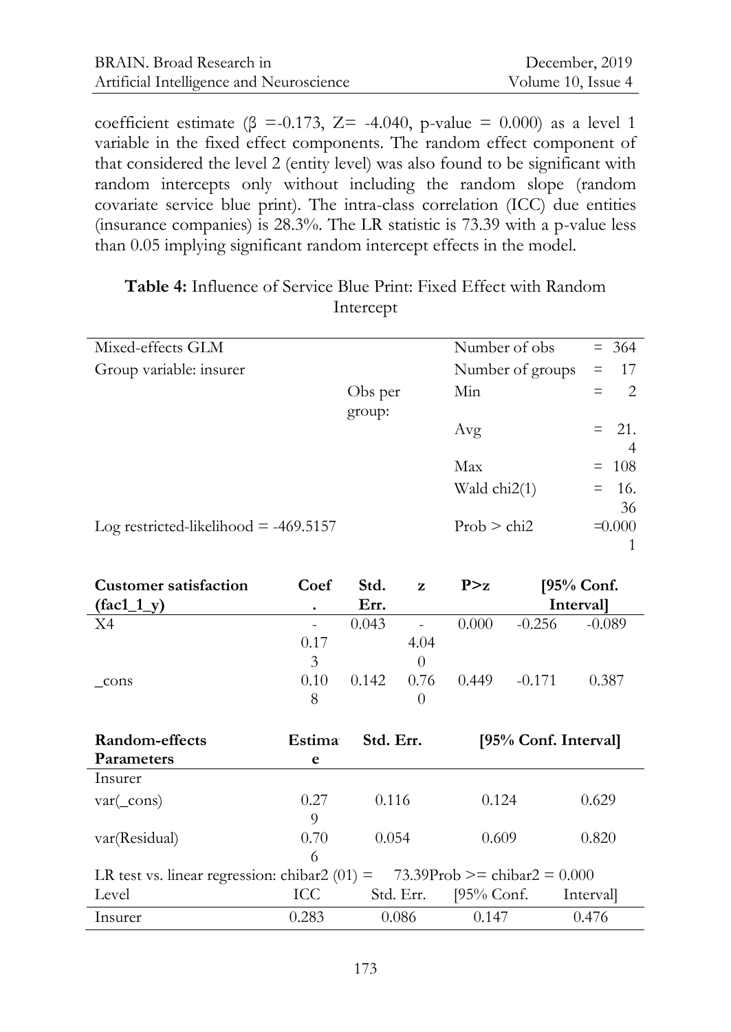coefficient estimate ($\beta$ =-0.173, Z= -4.040, p-value = 0.000) as a level 1 variable in the fixed effect components. The random effect component of that considered the level 2 (entity level) was also found to be significant with random intercepts only without including the random slope (random covariate service blue print). The intra-class correlation (ICC) due entities (insurance companies) is 28.3%. The LR statistic is 73.39 with a p-value less than 0.05 implying significant random intercept effects in the model.

**Table 4:** Influence of Service Blue Print: Fixed Effect with Random Intercept

| Mixed-effects GLM | | Number of obs | = 364 |
|---|---|---|---|
| Group variable: insurer | | Number of groups | = 17 |
| | Obs per group: | Min | = 2 |
| | | Avg | = 21.4 |
| | | Max | = 108 |
| | | Wald chi2(1) | = 16.36 |
| Log restricted-likelihood = -469.5157 | | Prob > chi2 | =0.0001 |

| **Customer satisfaction (fac1_1_y)** | **Coef.** | **Std. Err.** | **z** | **P>z** | **[95% Conf.** | **Interval]** |
|---|---|---|---|---|---|---|
| X4 | -0.173 | 0.043 | -4.040 | 0.000 | -0.256 | -0.089 |
| _cons | 0.108 | 0.142 | 0.760 | 0.449 | -0.171 | 0.387 |

| **Random-effects Parameters** | **Estimate** | **Std. Err.** | **[95% Conf.** | **Interval]** |
|---|---|---|---|---|
| Insurer | | | | |
| var(_cons) | 0.279 | 0.116 | 0.124 | 0.629 |
| var(Residual) | 0.706 | 0.054 | 0.609 | 0.820 |
| LR test vs. linear regression: chibar2 (01) = 73.39 | Prob >= chibar2 = 0.000 | | | |
| Level | ICC | Std. Err. | [95% Conf. | Interval] |
| Insurer | 0.283 | 0.086 | 0.147 | 0.476 |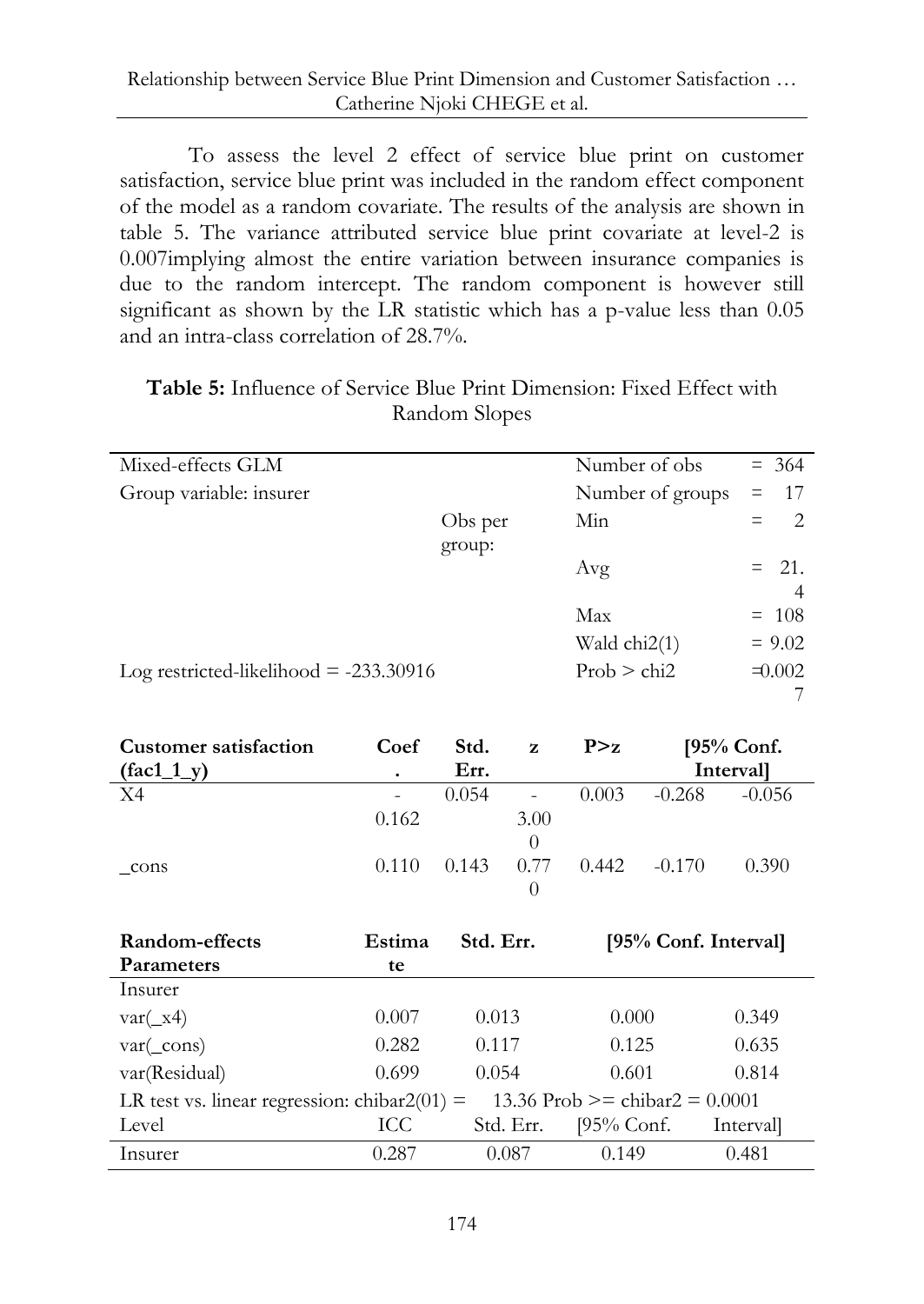To assess the level 2 effect of service blue print on customer satisfaction, service blue print was included in the random effect component of the model as a random covariate. The results of the analysis are shown in table 5. The variance attributed service blue print covariate at level-2 is 0.007implying almost the entire variation between insurance companies is due to the random intercept. The random component is however still significant as shown by the LR statistic which has a p-value less than 0.05 and an intra-class correlation of 28.7%.

**Table 5:** Influence of Service Blue Print Dimension: Fixed Effect with Random Slopes

| Mixed-effects GLM | | Number of obs | = 364 |
|---|---|---|---|
| Group variable: insurer | | Number of groups | = 17 |
| | Obs per group: | Min | = 2 |
| | | Avg | = 21.4 |
| | | Max | = 108 |
| | | Wald chi2(1) | = 9.02 |
| Log restricted-likelihood = -233.30916 | | Prob > chi2 | =0.0027 |

| Customer satisfaction (fac1_1_y) | Coef. | Std. Err. | z | P>z | [95% Conf. | Interval] |
|---|---|---|---|---|---|---|
| X4 | -0.162 | 0.054 | -3.000 | 0.003 | -0.268 | -0.056 |
| _cons | 0.110 | 0.143 | 0.770 | 0.442 | -0.170 | 0.390 |

| Random-effects Parameters | Estimate | Std. Err. | [95% Conf. | Interval] |
|---|---|---|---|---|
| Insurer | | | | |
| var(_x4) | 0.007 | 0.013 | 0.000 | 0.349 |
| var(_cons) | 0.282 | 0.117 | 0.125 | 0.635 |
| var(Residual) | 0.699 | 0.054 | 0.601 | 0.814 |
| LR test vs. linear regression: chibar2(01) = | 13.36 Prob >= chibar2 = 0.0001 | | | |
| Level | ICC | Std. Err. | [95% Conf. | Interval] |
| Insurer | 0.287 | 0.087 | 0.149 | 0.481 |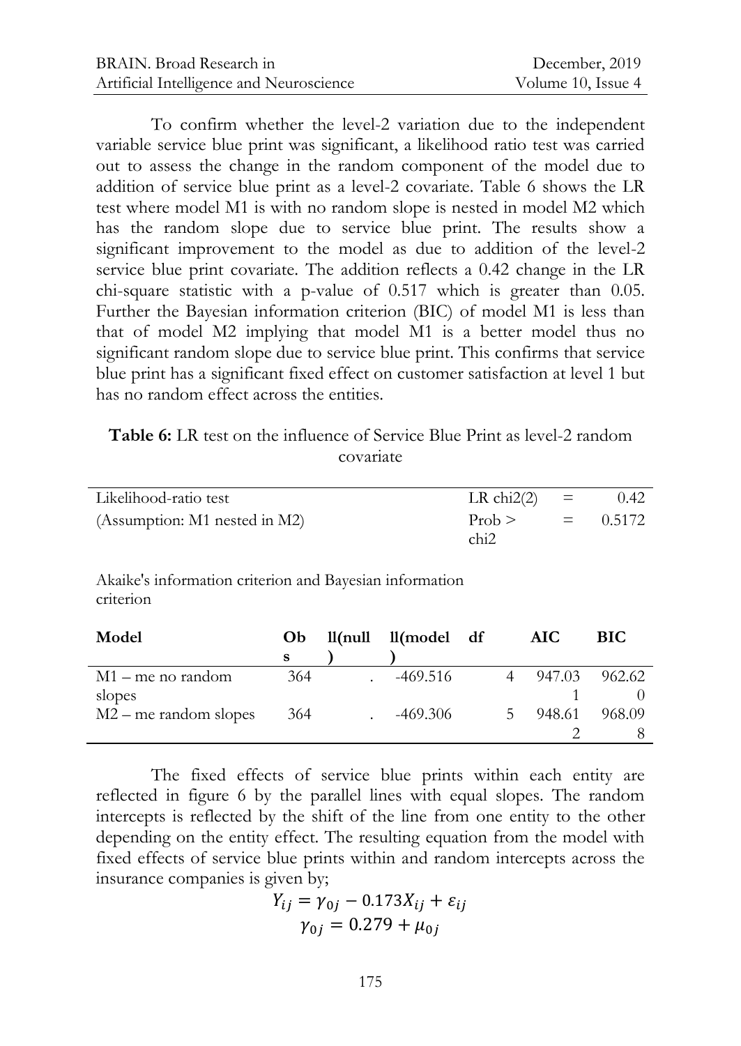To confirm whether the level-2 variation due to the independent variable service blue print was significant, a likelihood ratio test was carried out to assess the change in the random component of the model due to addition of service blue print as a level-2 covariate. Table 6 shows the LR test where model M1 is with no random slope is nested in model M2 which has the random slope due to service blue print. The results show a significant improvement to the model as due to addition of the level-2 service blue print covariate. The addition reflects a 0.42 change in the LR chi-square statistic with a p-value of 0.517 which is greater than 0.05. Further the Bayesian information criterion (BIC) of model M1 is less than that of model M2 implying that model M1 is a better model thus no significant random slope due to service blue print. This confirms that service blue print has a significant fixed effect on customer satisfaction at level 1 but has no random effect across the entities.

**Table 6:** LR test on the influence of Service Blue Print as level-2 random covariate

| Likelihood-ratio test | LR chi2(2) | = | 0.42 |
|---|---|---|---|
| (Assumption: M1 nested in M2) | Prob > chi2 | = | 0.5172 |

Akaike's information criterion and Bayesian information criterion

| Model | Obs | ll(null) | ll(model) | df | AIC | BIC |
|---|---|---|---|---|---|---|
| M1 – me no random slopes | 364 | . | -469.516 | 4 | 947.031 | 962.620 |
| M2 – me random slopes | 364 | . | -469.306 | 5 | 948.612 | 968.098 |

The fixed effects of service blue prints within each entity are reflected in figure 6 by the parallel lines with equal slopes. The random intercepts is reflected by the shift of the line from one entity to the other depending on the entity effect. The resulting equation from the model with fixed effects of service blue prints within and random intercepts across the insurance companies is given by;

$$Y_{ij} = \gamma_{0j} - 0.173X_{ij} + \varepsilon_{ij}$$
$$\gamma_{0j} = 0.279 + \mu_{0j}$$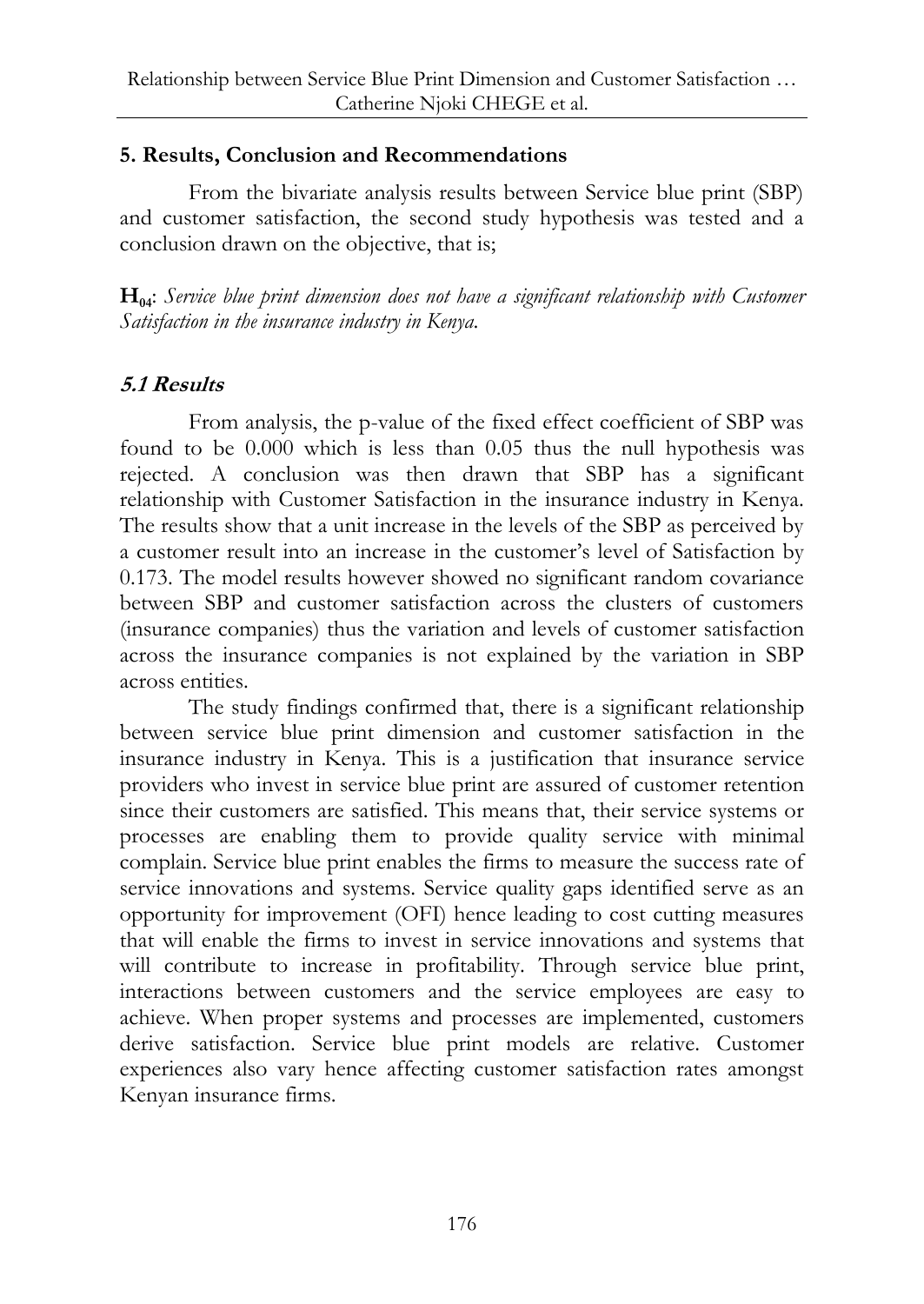## 5. Results, Conclusion and Recommendations

From the bivariate analysis results between Service blue print (SBP) and customer satisfaction, the second study hypothesis was tested and a conclusion drawn on the objective, that is;

**$H_{04}$**: *Service blue print dimension does not have a significant relationship with Customer Satisfaction in the insurance industry in Kenya.*

### 5.1 Results

From analysis, the p-value of the fixed effect coefficient of SBP was found to be 0.000 which is less than 0.05 thus the null hypothesis was rejected. A conclusion was then drawn that SBP has a significant relationship with Customer Satisfaction in the insurance industry in Kenya. The results show that a unit increase in the levels of the SBP as perceived by a customer result into an increase in the customer's level of Satisfaction by 0.173. The model results however showed no significant random covariance between SBP and customer satisfaction across the clusters of customers (insurance companies) thus the variation and levels of customer satisfaction across the insurance companies is not explained by the variation in SBP across entities.

The study findings confirmed that, there is a significant relationship between service blue print dimension and customer satisfaction in the insurance industry in Kenya. This is a justification that insurance service providers who invest in service blue print are assured of customer retention since their customers are satisfied. This means that, their service systems or processes are enabling them to provide quality service with minimal complain. Service blue print enables the firms to measure the success rate of service innovations and systems. Service quality gaps identified serve as an opportunity for improvement (OFI) hence leading to cost cutting measures that will enable the firms to invest in service innovations and systems that will contribute to increase in profitability. Through service blue print, interactions between customers and the service employees are easy to achieve. When proper systems and processes are implemented, customers derive satisfaction. Service blue print models are relative. Customer experiences also vary hence affecting customer satisfaction rates amongst Kenyan insurance firms.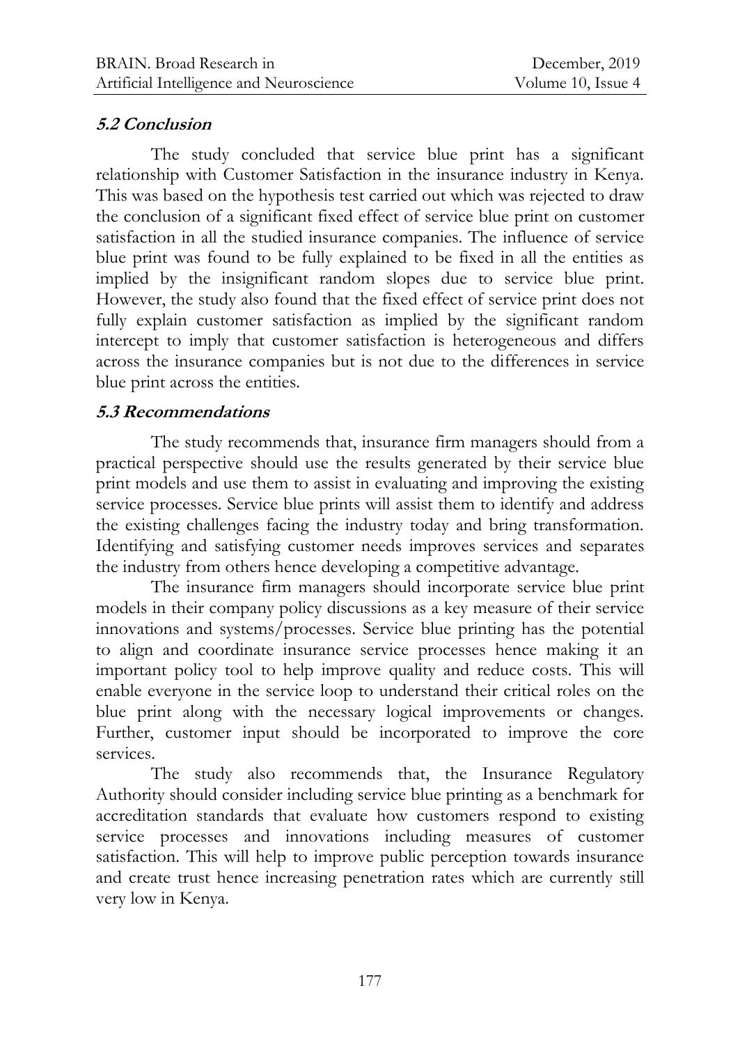### 5.2 Conclusion

The study concluded that service blue print has a significant relationship with Customer Satisfaction in the insurance industry in Kenya. This was based on the hypothesis test carried out which was rejected to draw the conclusion of a significant fixed effect of service blue print on customer satisfaction in all the studied insurance companies. The influence of service blue print was found to be fully explained to be fixed in all the entities as implied by the insignificant random slopes due to service blue print. However, the study also found that the fixed effect of service print does not fully explain customer satisfaction as implied by the significant random intercept to imply that customer satisfaction is heterogeneous and differs across the insurance companies but is not due to the differences in service blue print across the entities.

### 5.3 Recommendations

The study recommends that, insurance firm managers should from a practical perspective should use the results generated by their service blue print models and use them to assist in evaluating and improving the existing service processes. Service blue prints will assist them to identify and address the existing challenges facing the industry today and bring transformation. Identifying and satisfying customer needs improves services and separates the industry from others hence developing a competitive advantage.

The insurance firm managers should incorporate service blue print models in their company policy discussions as a key measure of their service innovations and systems/processes. Service blue printing has the potential to align and coordinate insurance service processes hence making it an important policy tool to help improve quality and reduce costs. This will enable everyone in the service loop to understand their critical roles on the blue print along with the necessary logical improvements or changes. Further, customer input should be incorporated to improve the core services.

The study also recommends that, the Insurance Regulatory Authority should consider including service blue printing as a benchmark for accreditation standards that evaluate how customers respond to existing service processes and innovations including measures of customer satisfaction. This will help to improve public perception towards insurance and create trust hence increasing penetration rates which are currently still very low in Kenya.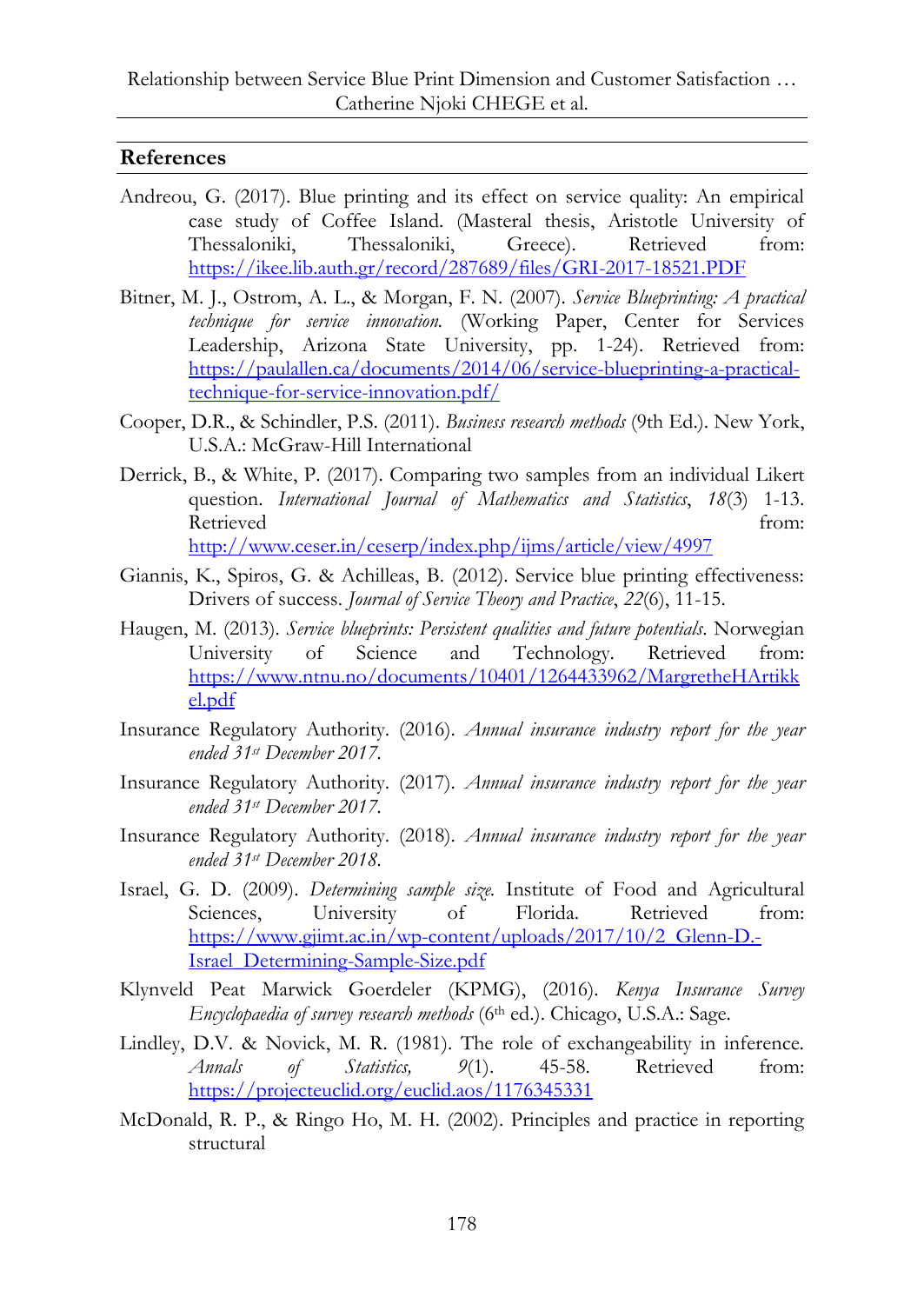## References

Andreou, G. (2017). Blue printing and its effect on service quality: An empirical case study of Coffee Island. (Masteral thesis, Aristotle University of Thessaloniki, Thessaloniki, Greece). Retrieved from: https://ikee.lib.auth.gr/record/287689/files/GRI-2017-18521.PDF

Bitner, M. J., Ostrom, A. L., & Morgan, F. N. (2007). *Service Blueprinting: A practical technique for service innovation.* (Working Paper, Center for Services Leadership, Arizona State University, pp. 1-24). Retrieved from: https://paulallen.ca/documents/2014/06/service-blueprinting-a-practical-technique-for-service-innovation.pdf/

Cooper, D.R., & Schindler, P.S. (2011). *Business research methods* (9th Ed.). New York, U.S.A.: McGraw-Hill International

Derrick, B., & White, P. (2017). Comparing two samples from an individual Likert question. *International Journal of Mathematics and Statistics*, *18*(3) 1-13. Retrieved from: http://www.ceser.in/ceserp/index.php/ijms/article/view/4997

Giannis, K., Spiros, G. & Achilleas, B. (2012). Service blue printing effectiveness: Drivers of success. *Journal of Service Theory and Practice*, *22*(6), 11-15.

Haugen, M. (2013). *Service blueprints: Persistent qualities and future potentials*. Norwegian University of Science and Technology. Retrieved from: https://www.ntnu.no/documents/10401/1264433962/MargretheHArtikkel.pdf

Insurance Regulatory Authority. (2016). *Annual insurance industry report for the year ended 31st December 2017*.

Insurance Regulatory Authority. (2017). *Annual insurance industry report for the year ended 31st December 2017*.

Insurance Regulatory Authority. (2018). *Annual insurance industry report for the year ended 31st December 2018*.

Israel, G. D. (2009). *Determining sample size.* Institute of Food and Agricultural Sciences, University of Florida. Retrieved from: https://www.gjimt.ac.in/wp-content/uploads/2017/10/2_Glenn-D.-Israel_Determining-Sample-Size.pdf

Klynveld Peat Marwick Goerdeler (KPMG), (2016). *Kenya Insurance Survey Encyclopaedia of survey research methods* (6th ed.). Chicago, U.S.A.: Sage.

Lindley, D.V. & Novick, M. R. (1981). The role of exchangeability in inference. *Annals of Statistics, 9*(1). 45-58. Retrieved from: https://projecteuclid.org/euclid.aos/1176345331

McDonald, R. P., & Ringo Ho, M. H. (2002). Principles and practice in reporting structural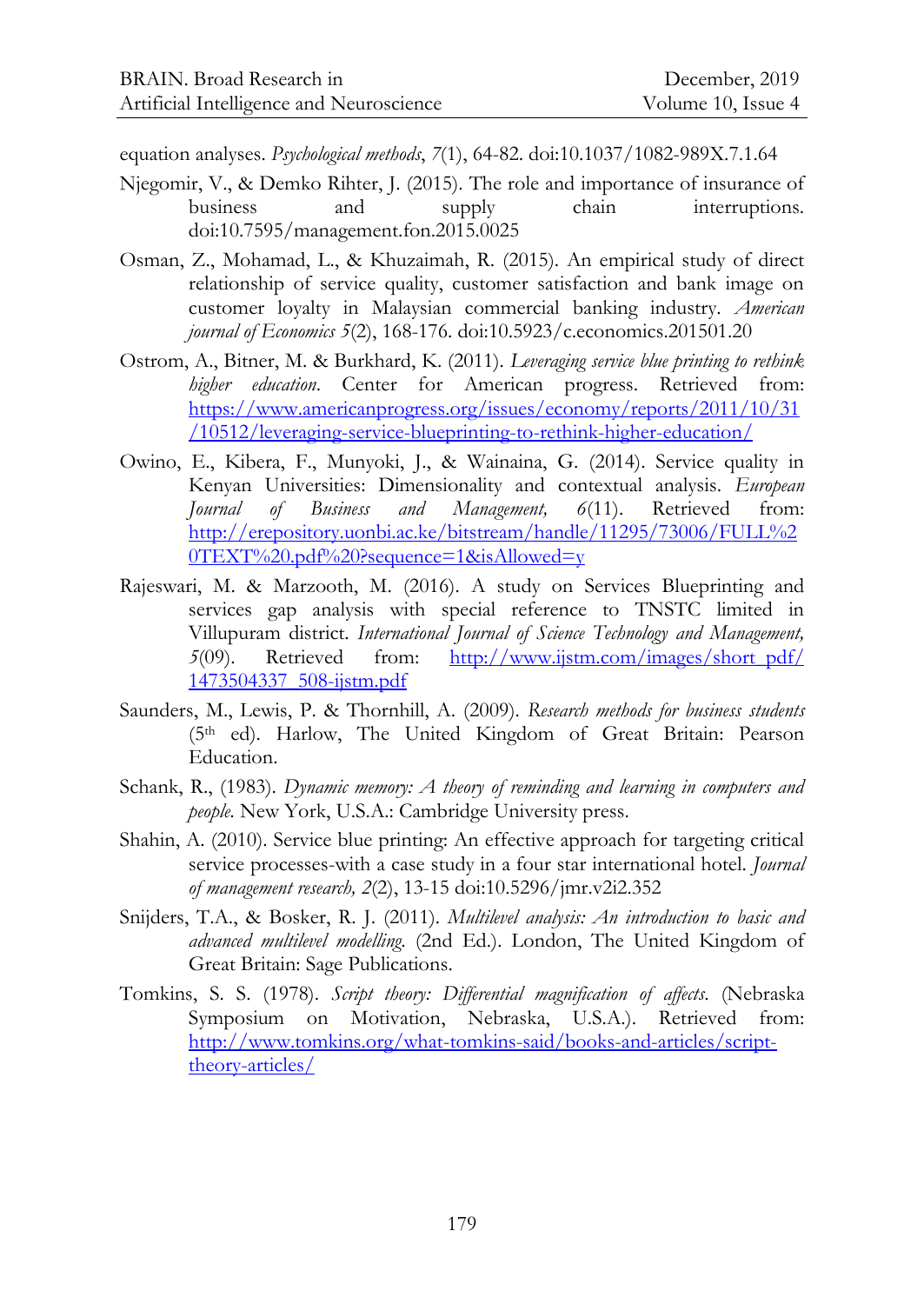equation analyses. *Psychological methods*, *7*(1), 64-82. doi:10.1037/1082-989X.7.1.64

Njegomir, V., & Demko Rihter, J. (2015). The role and importance of insurance of business and supply chain interruptions. doi:10.7595/management.fon.2015.0025

Osman, Z., Mohamad, L., & Khuzaimah, R. (2015). An empirical study of direct relationship of service quality, customer satisfaction and bank image on customer loyalty in Malaysian commercial banking industry. *American journal of Economics 5*(2), 168-176. doi:10.5923/c.economics.201501.20

Ostrom, A., Bitner, M. & Burkhard, K. (2011). *Leveraging service blue printing to rethink higher education*. Center for American progress. Retrieved from: [https://www.americanprogress.org/issues/economy/reports/2011/10/31/10512/leveraging-service-blueprinting-to-rethink-higher-education/](https://www.americanprogress.org/issues/economy/reports/2011/10/31/10512/leveraging-service-blueprinting-to-rethink-higher-education/)

Owino, E., Kibera, F., Munyoki, J., & Wainaina, G. (2014). Service quality in Kenyan Universities: Dimensionality and contextual analysis. *European Journal of Business and Management, 6*(11). Retrieved from: [http://erepository.uonbi.ac.ke/bitstream/handle/11295/73006/FULL%20TEXT%20.pdf%20?sequence=1&isAllowed=y](http://erepository.uonbi.ac.ke/bitstream/handle/11295/73006/FULL%20TEXT%20.pdf%20?sequence=1&isAllowed=y)

Rajeswari, M. & Marzooth, M. (2016). A study on Services Blueprinting and services gap analysis with special reference to TNSTC limited in Villupuram district. *International Journal of Science Technology and Management, 5*(09). Retrieved from: [http://www.ijstm.com/images/short_pdf/1473504337_508-ijstm.pdf](http://www.ijstm.com/images/short_pdf/1473504337_508-ijstm.pdf)

Saunders, M., Lewis, P. & Thornhill, A. (2009). *Research methods for business students* (5th ed). Harlow, The United Kingdom of Great Britain: Pearson Education.

Schank, R., (1983). *Dynamic memory: A theory of reminding and learning in computers and people.* New York, U.S.A.: Cambridge University press.

Shahin, A. (2010). Service blue printing: An effective approach for targeting critical service processes-with a case study in a four star international hotel. *Journal of management research, 2*(2), 13-15 doi:10.5296/jmr.v2i2.352

Snijders, T.A., & Bosker, R. J. (2011). *Multilevel analysis: An introduction to basic and advanced multilevel modelling.* (2nd Ed.). London, The United Kingdom of Great Britain: Sage Publications.

Tomkins, S. S. (1978). *Script theory: Differential magnification of affects.* (Nebraska Symposium on Motivation, Nebraska, U.S.A.). Retrieved from: [http://www.tomkins.org/what-tomkins-said/books-and-articles/script-theory-articles/](http://www.tomkins.org/what-tomkins-said/books-and-articles/script-theory-articles/)